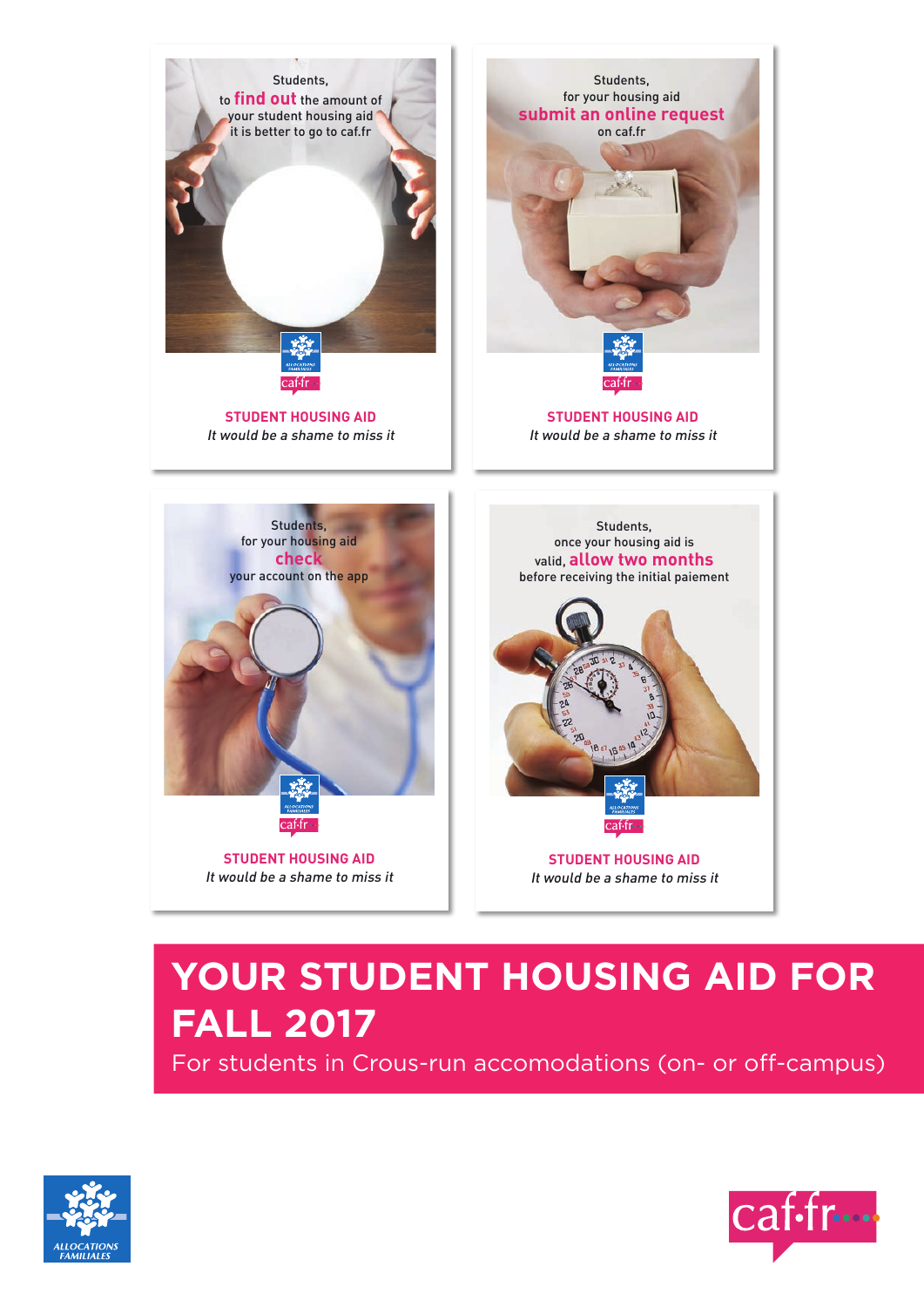Students,
to **find out** the amount of your student housing aid it is better to go to caf.fr

**STUDENT HOUSING AID**
*It would be a shame to miss it*

Students,
for your housing aid **submit an online request** on caf.fr

**STUDENT HOUSING AID**
*It would be a shame to miss it*

Students,
for your housing aid **check** your account on the app

**STUDENT HOUSING AID**
*It would be a shame to miss it*

Students,
once your housing aid is valid, **allow two months** before receiving the initial paiement

**STUDENT HOUSING AID**
*It would be a shame to miss it*

# YOUR STUDENT HOUSING AID FOR FALL 2017

For students in Crous-run accomodations (on- or off-campus)

ALLOCATIONS FAMILIALES

caf.fr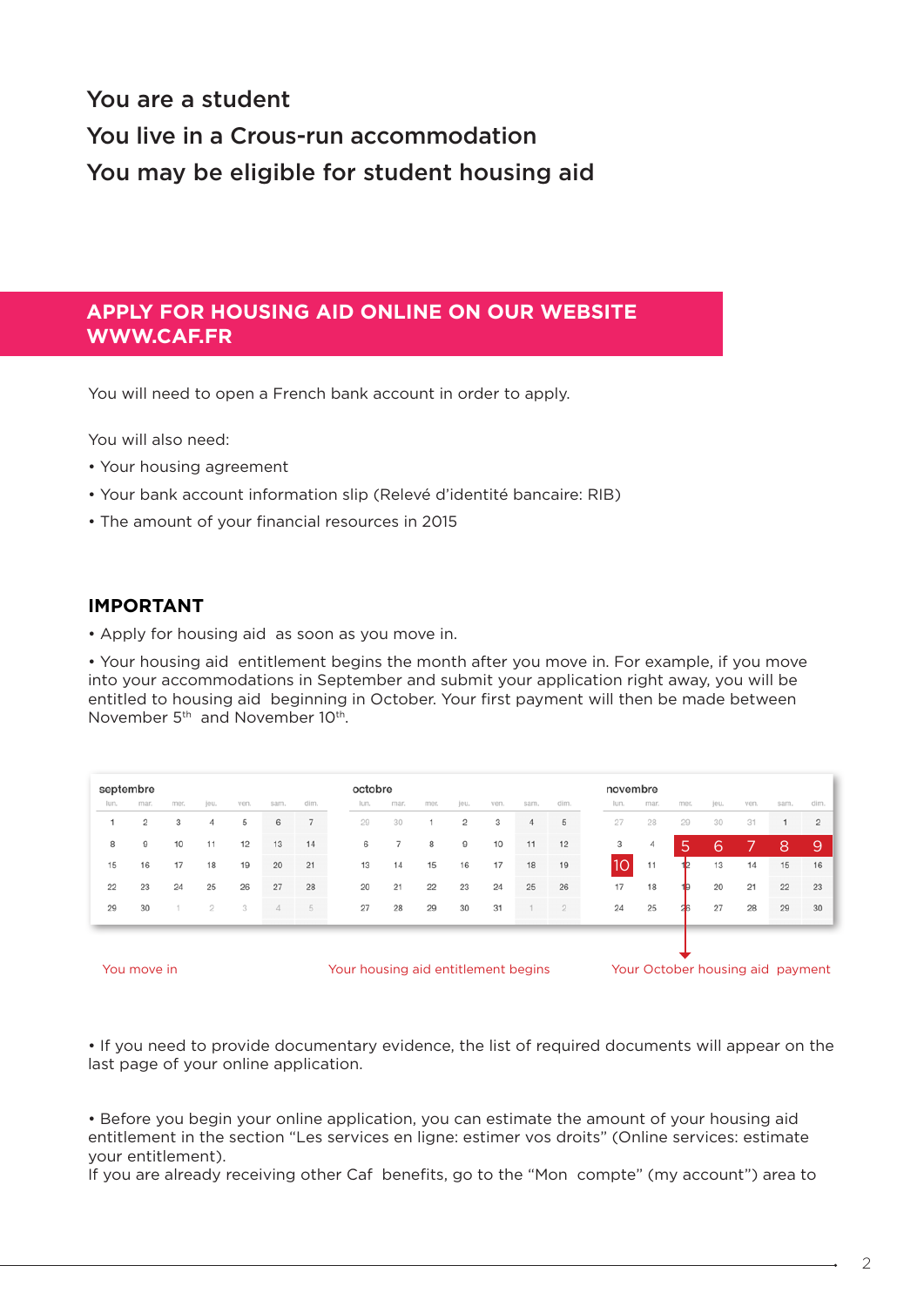## You are a student
## You live in a Crous-run accommodation
## You may be eligible for student housing aid

### APPLY FOR HOUSING AID ONLINE ON OUR WEBSITE WWW.CAF.FR

You will need to open a French bank account in order to apply.

You will also need:

- Your housing agreement
- Your bank account information slip (Relevé d'identité bancaire: RIB)
- The amount of your financial resources in 2015

### IMPORTANT

- Apply for housing aid as soon as you move in.
- Your housing aid entitlement begins the month after you move in. For example, if you move into your accommodations in September and submit your application right away, you will be entitled to housing aid beginning in October. Your first payment will then be made between November 5th and November 10th.

**septembre**

| lun. | mar. | mer. | jeu. | ven. | sam. | dim. |
|---|---|---|---|---|---|---|
| 1 | 2 | 3 | 4 | 5 | 6 | 7 |
| 8 | 9 | 10 | 11 | 12 | 13 | 14 |
| 15 | 16 | 17 | 18 | 19 | 20 | 21 |
| 22 | 23 | 24 | 25 | 26 | 27 | 28 |
| 29 | 30 | 1 | 2 | 3 | 4 | 5 |

You move in

**octobre**

| lun. | mar. | mer. | jeu. | ven. | sam. | dim. |
|---|---|---|---|---|---|---|
| 29 | 30 | 1 | 2 | 3 | 4 | 5 |
| 6 | 7 | 8 | 9 | 10 | 11 | 12 |
| 13 | 14 | 15 | 16 | 17 | 18 | 19 |
| 20 | 21 | 22 | 23 | 24 | 25 | 26 |
| 27 | 28 | 29 | 30 | 31 | 1 | 2 |

Your housing aid entitlement begins

**novembre**

| lun. | mar. | mer. | jeu. | ven. | sam. | dim. |
|---|---|---|---|---|---|---|
| 27 | 28 | 29 | 30 | 31 | 1 | 2 |
| 3 | 4 | 5 | 6 | 7 | 8 | 9 |
| 10 | 11 | 12 | 13 | 14 | 15 | 16 |
| 17 | 18 | 19 | 20 | 21 | 22 | 23 |
| 24 | 25 | 26 | 27 | 28 | 29 | 30 |

Your October housing aid payment

- If you need to provide documentary evidence, the list of required documents will appear on the last page of your online application.

- Before you begin your online application, you can estimate the amount of your housing aid entitlement in the section "Les services en ligne: estimer vos droits" (Online services: estimate your entitlement).

If you are already receiving other Caf benefits, go to the "Mon compte" (my account") area to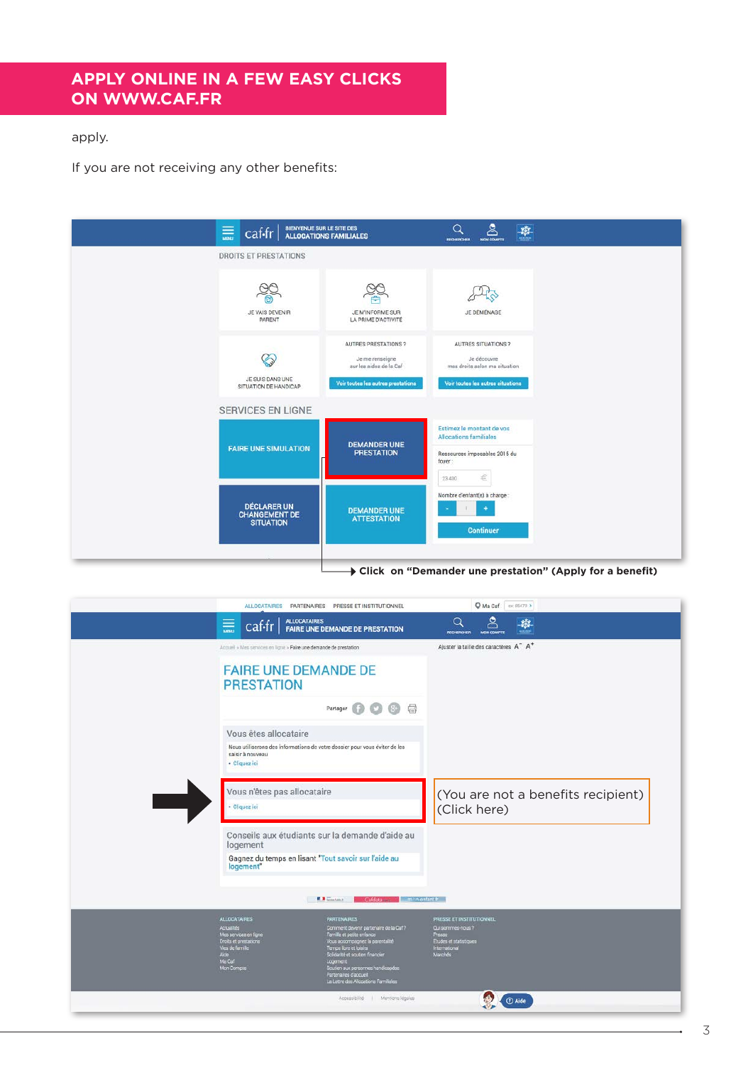## APPLY ONLINE IN A FEW EASY CLICKS ON WWW.CAF.FR

apply.

If you are not receiving any other benefits:

Click on “Demander une prestation” (Apply for a benefit)

(You are not a benefits recipient)
(Click here)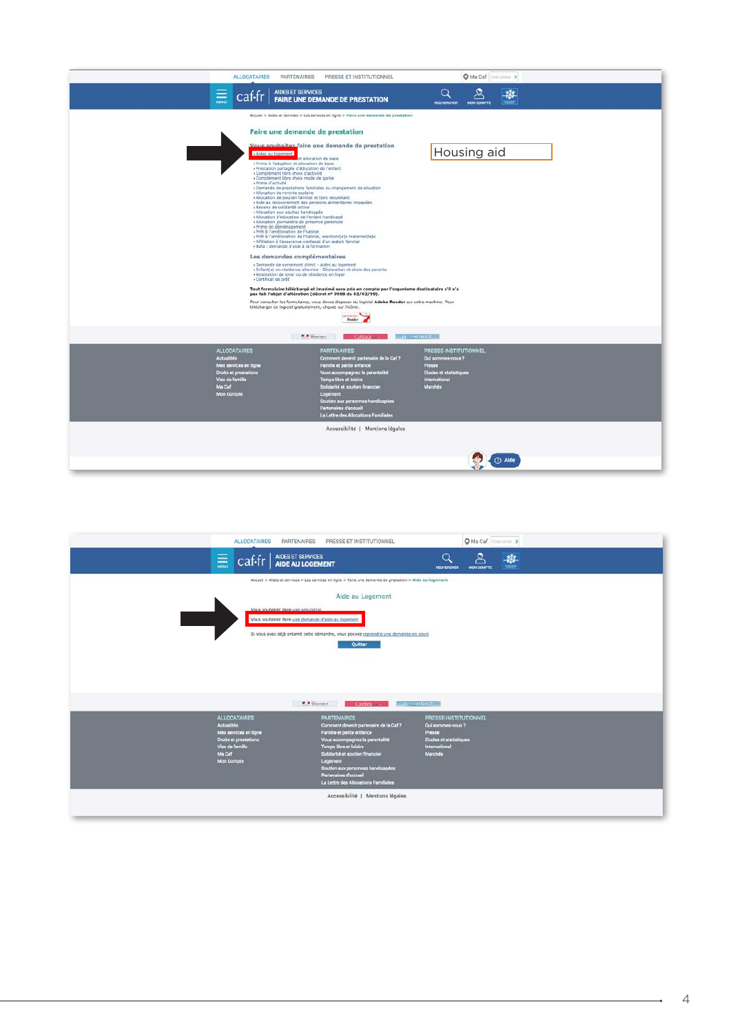ALLOCATAIRES PARTENAIRES PRESSE ET INSTITUTIONNEL Ma Caf

caf.fr | AIDES ET SERVICES **FAIRE UNE DEMANDE DE PRESTATION**

Accueil > Aides et services > Les services en ligne > Faire une demande de prestation

## Faire une demande de prestation

### Vous souhaitez faire une demande de prestation

- Aides au logement
- ... et allocation de base
- Prime à l'adoption et allocation de base
- Prestation partagée d'éducation de l'enfant
- Complément libre choix d'activité
- Complément libre choix mode de garde
- Prime d'activité
- Demande de prestations familiales au changement de situation
- Allocation de rentrée scolaire
- Allocation de soutien familial et tiers recueillant
- Aide au recouvrement des pensions alimentaires impayées
- Revenu de solidarité active
- Allocation aux adultes handicapés
- Allocation d'éducation de l'enfant handicapé
- Allocation journalière de présence parentale
- Prime de déménagement
- Prêt à l'amélioration de l'habitat
- Prêt à l'amélioration de l'habitat, assistant(e)s maternel(le)s
- Affiliation à l'assurence vieillesse d'un enfant familial
- Bafa : demande d'aide à la formation

Housing aid

### Les demandes complémentaires

- Demande de versement direct - aides au logement
- Enfant(s) en résidence alternée - Déclaration et choix des parents
- Attestation de loyer ou de résidence en foyer
- Certificat de prêt

**Tout formulaire téléchargé et imprimé sera pris en compte par l'organisme destinataire s'il n'a pas fait l'objet d'altération (décret n° 9968 du 02/02/99).**

Pour consulter les formulaires, vous devez disposer du logiciel **Adobe Reader** sur votre machine. Pour télécharger ce logiciel gratuitement, cliquez sur l'icône.

**ALLOCATAIRES**
Actualités
Mes services en ligne
Droits et prestations
Vies de famille
Ma Caf
Mon Compte

**PARTENAIRES**
Comment devenir partenaire de la Caf ?
Famille et petite enfance
Vous accompagnez la parentalité
Temps libre et loisirs
Solidarité et soutien financier
Logement
Soutien aux personnes handicapées
Partenaires d'accueil
La Lettre des Allocations Familiales

**PRESSE-INSTITUTIONNEL**
Qui sommes-nous ?
Presse
Etudes et statistiques
International
Marchés

Accessibilité | Mentions légales

Aide

---

ALLOCATAIRES PARTENAIRES PRESSE ET INSTITUTIONNEL Ma Caf

caf.fr | AIDES ET SERVICES **AIDE AU LOGEMENT**

Accueil > Aides et services > Les services en ligne > Faire une demande de prestation > Aide au logement

## Aide au Logement

Vous souhaitez faire une simulation

Vous souhaitez faire une demande d'aide au logement

Si vous avez déjà entamé cette démarche, vous pouvez reprendre une demande en cours

Quitter

**ALLOCATAIRES**
Actualités
Mes services en ligne
Droits et prestations
Vies de famille
Ma Caf
Mon Compte

**PARTENAIRES**
Comment devenir partenaire de la Caf ?
Famille et petite enfance
Vous accompagnez la parentalité
Temps libre et loisirs
Solidarité et soutien financier
Logement
Soutien aux personnes handicapées
Partenaires d'accueil
La Lettre des Allocations Familiales

**PRESSE-INSTITUTIONNEL**
Qui sommes-nous ?
Presse
Etudes et statistiques
International
Marchés

Accessibilité | Mentions légales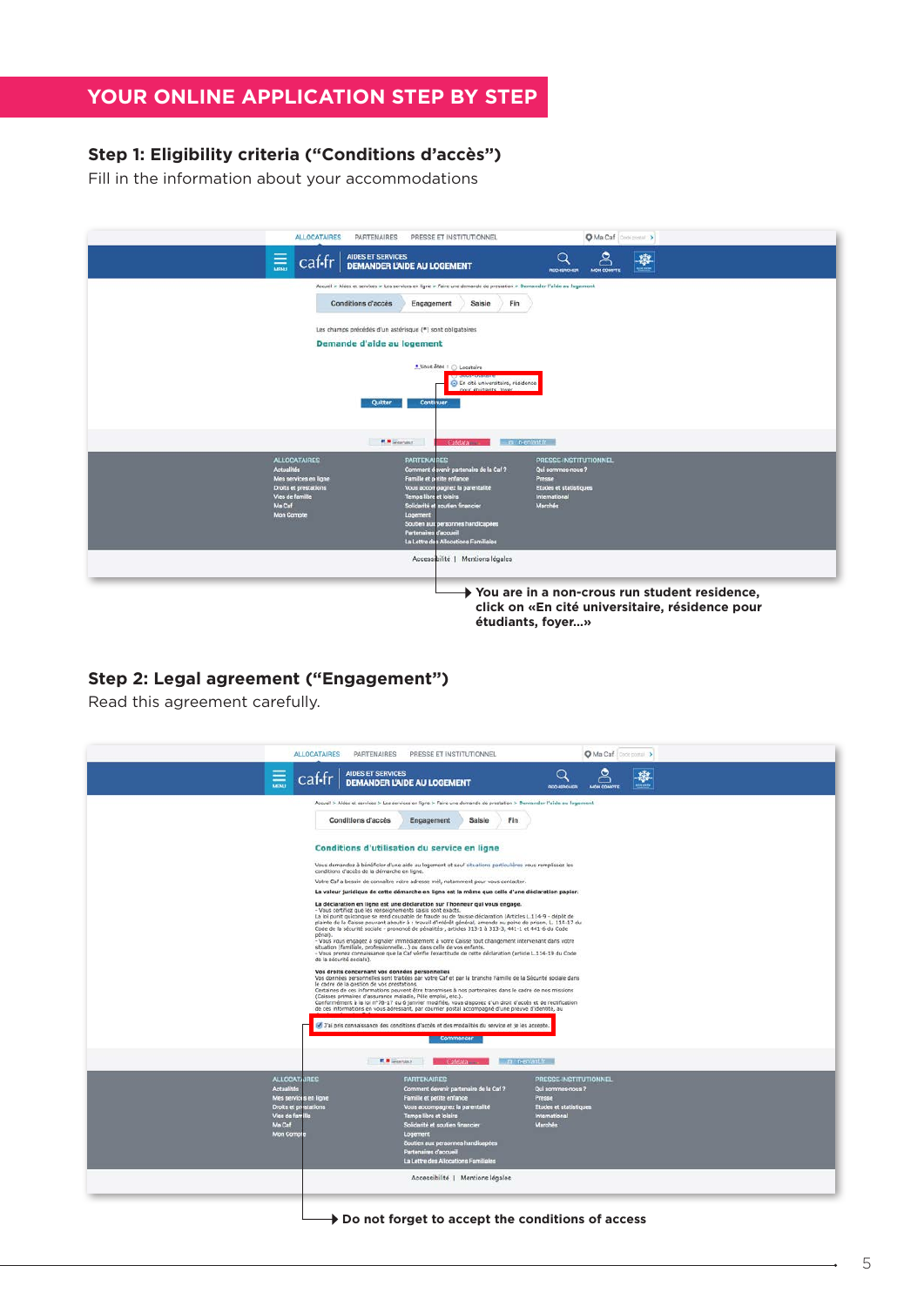# YOUR ONLINE APPLICATION STEP BY STEP

## Step 1: Eligibility criteria ("Conditions d'accès")

Fill in the information about your accommodations

**You are in a non-crous run student residence, click on «En cité universitaire, résidence pour étudiants, foyer...»**

## Step 2: Legal agreement ("Engagement")

Read this agreement carefully.

**Do not forget to accept the conditions of access**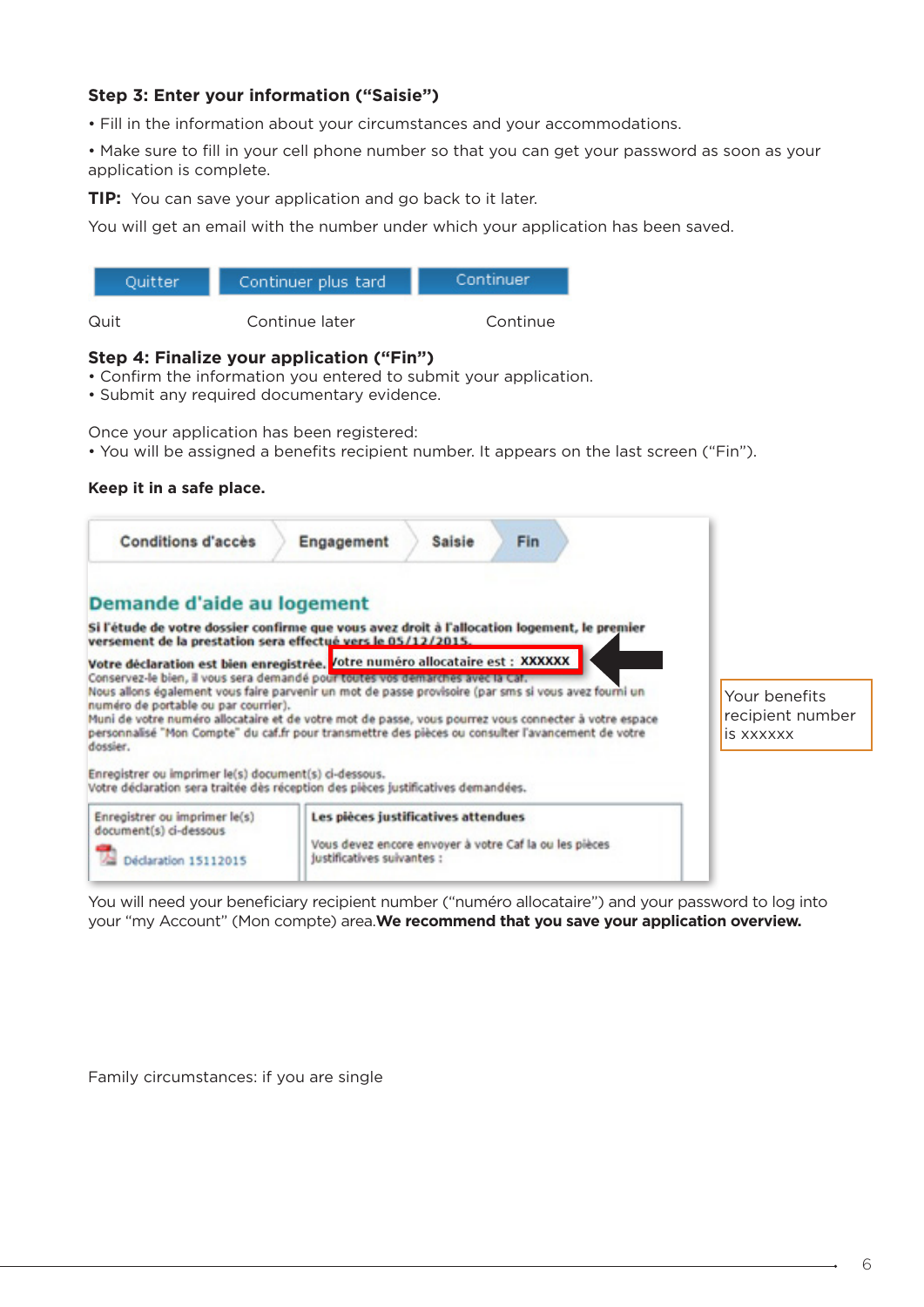### Step 3: Enter your information (“Saisie”)

- Fill in the information about your circumstances and your accommodations.
- Make sure to fill in your cell phone number so that you can get your password as soon as your application is complete.

**TIP:** You can save your application and go back to it later.

You will get an email with the number under which your application has been saved.

| Quitter | Continuer plus tard | Continuer |
|---|---|---|
| Quit | Continue later | Continue |

### Step 4: Finalize your application (“Fin”)

- Confirm the information you entered to submit your application.
- Submit any required documentary evidence.

Once your application has been registered:

- You will be assigned a benefits recipient number. It appears on the last screen (“Fin”).

**Keep it in a safe place.**

Conditions d'accès | Engagement | Saisie | Fin

**Demande d'aide au logement**

**Si l'étude de votre dossier confirme que vous avez droit à l'allocation logement, le premier versement de la prestation sera effectué vers le 05/12/2015.**

**Votre déclaration est bien enregistrée.** **Votre numéro allocataire est : XXXXXX**

Conservez-le bien, il vous sera demandé pour toutes vos démarches avec la Caf.
Nous allons également vous faire parvenir un mot de passe provisoire (par sms si vous avez fourni un numéro de portable ou par courrier).
Muni de votre numéro allocataire et de votre mot de passe, vous pourrez vous connecter à votre espace personnalisé "Mon Compte" du caf.fr pour transmettre des pièces ou consulter l'avancement de votre dossier.

Enregistrer ou imprimer le(s) document(s) ci-dessous.
Votre déclaration sera traitée dès réception des pièces justificatives demandées.

| Enregistrer ou imprimer le(s) document(s) ci-dessous | **Les pièces justificatives attendues** |
|---|---|
| Déclaration 15112015 | Vous devez encore envoyer à votre Caf la ou les pièces justificatives suivantes : |

Your benefits recipient number is xxxxxx

You will need your beneficiary recipient number (“numéro allocataire”) and your password to log into your “my Account” (Mon compte) area. **We recommend that you save your application overview.**

Family circumstances: if you are single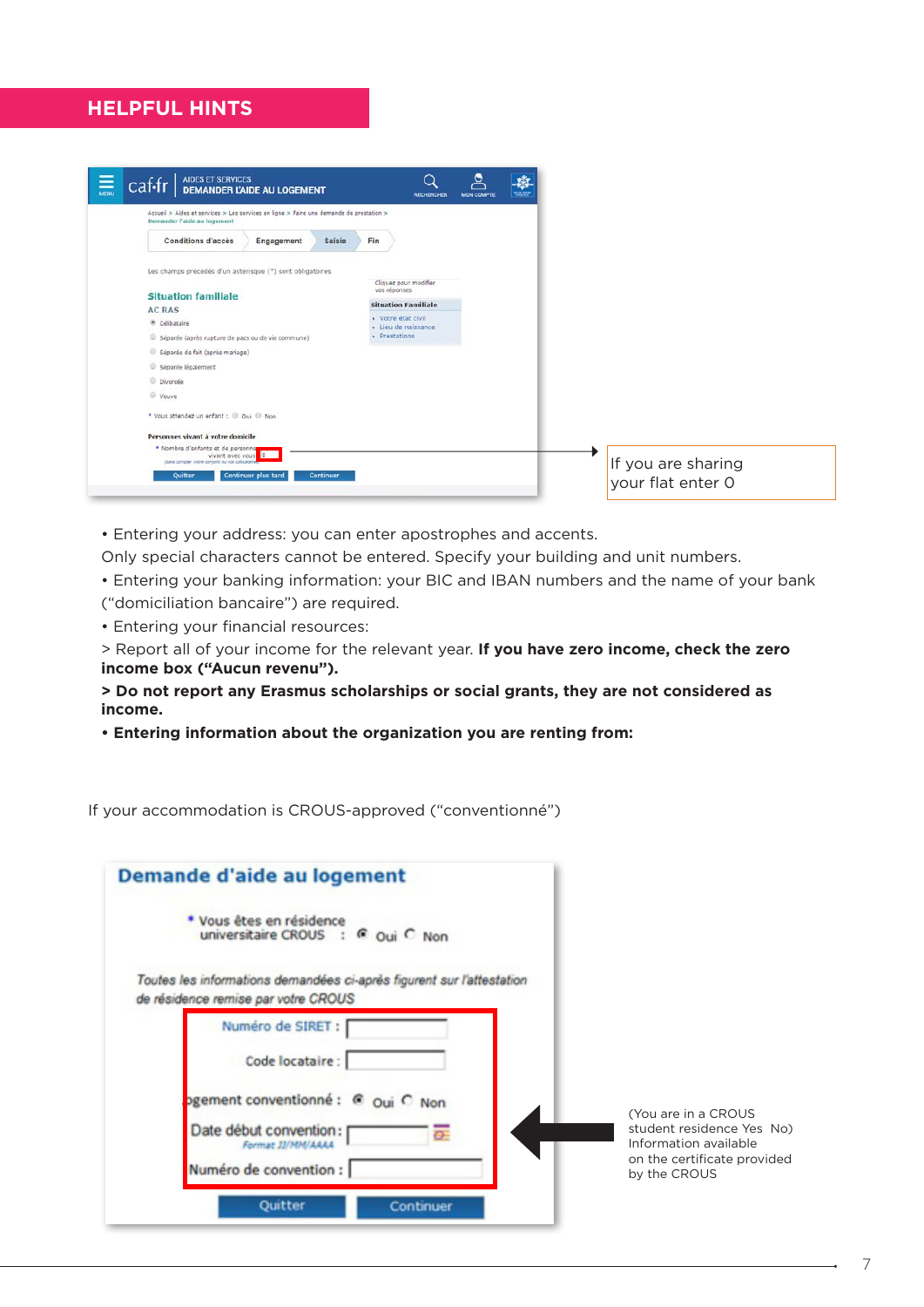## HELPFUL HINTS

If you are sharing your flat enter 0

- Entering your address: you can enter apostrophes and accents.

Only special characters cannot be entered. Specify your building and unit numbers.

- Entering your banking information: your BIC and IBAN numbers and the name of your bank (“domiciliation bancaire”) are required.
- Entering your financial resources:

> Report all of your income for the relevant year. **If you have zero income, check the zero income box (“Aucun revenu”).**

**> Do not report any Erasmus scholarships or social grants, they are not considered as income.**

- **Entering information about the organization you are renting from:**

If your accommodation is CROUS-approved (“conventionné”)

(You are in a CROUS student residence Yes No) Information available on the certificate provided by the CROUS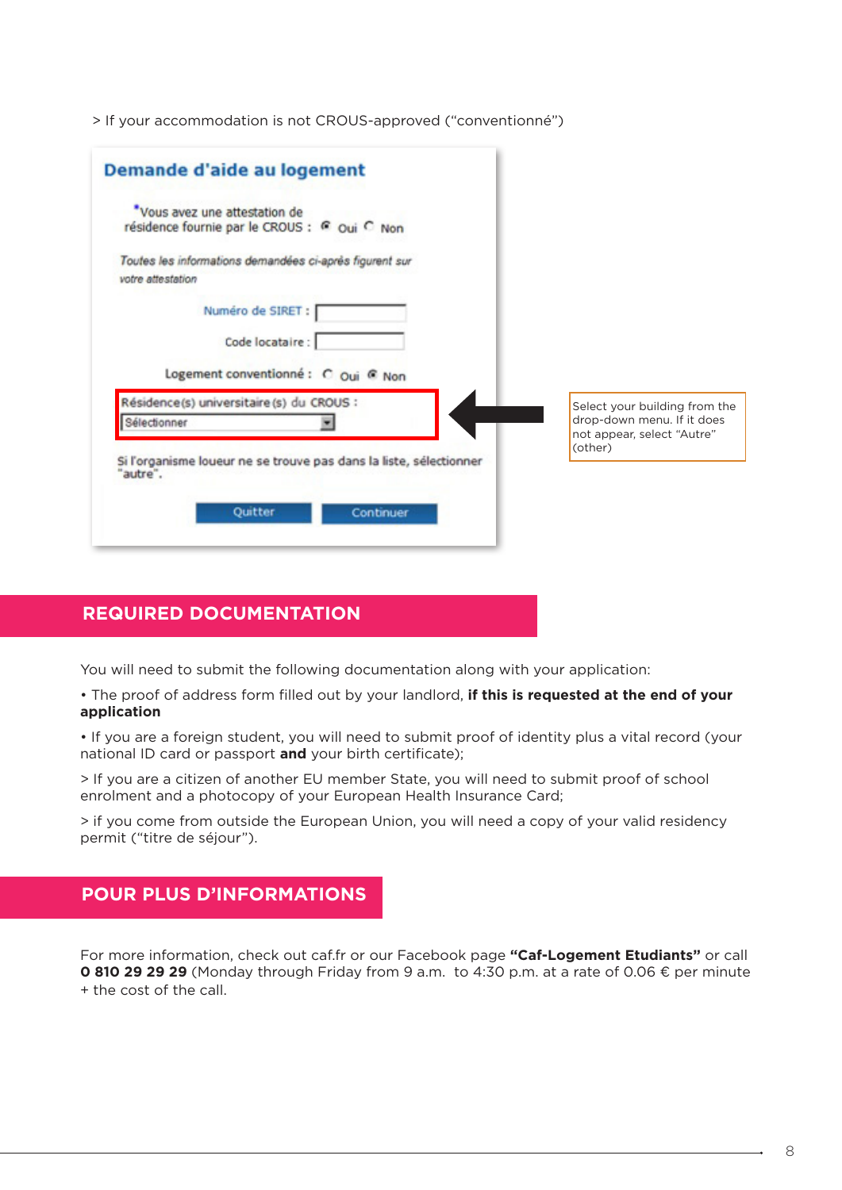> If your accommodation is not CROUS-approved (“conventionné”)

**Demande d'aide au logement**

*Vous avez une attestation de résidence fournie par le CROUS : Oui Non

*Toutes les informations demandées ci-après figurent sur votre attestation*

Numéro de SIRET :

Code locataire :

Logement conventionné : Oui Non

Résidence(s) universitaire(s) du CROUS :

Sélectionner

Si l'organisme loueur ne se trouve pas dans la liste, sélectionner "autre".

Quitter Continuer

Select your building from the drop-down menu. If it does not appear, select “Autre” (other)

## REQUIRED DOCUMENTATION

You will need to submit the following documentation along with your application:

• The proof of address form filled out by your landlord, **if this is requested at the end of your application**

• If you are a foreign student, you will need to submit proof of identity plus a vital record (your national ID card or passport **and** your birth certificate);

> If you are a citizen of another EU member State, you will need to submit proof of school enrolment and a photocopy of your European Health Insurance Card;

> if you come from outside the European Union, you will need a copy of your valid residency permit (“titre de séjour”).

## POUR PLUS D’INFORMATIONS

For more information, check out caf.fr or our Facebook page **“Caf-Logement Etudiants”** or call **0 810 29 29 29** (Monday through Friday from 9 a.m. to 4:30 p.m. at a rate of 0.06 € per minute + the cost of the call.